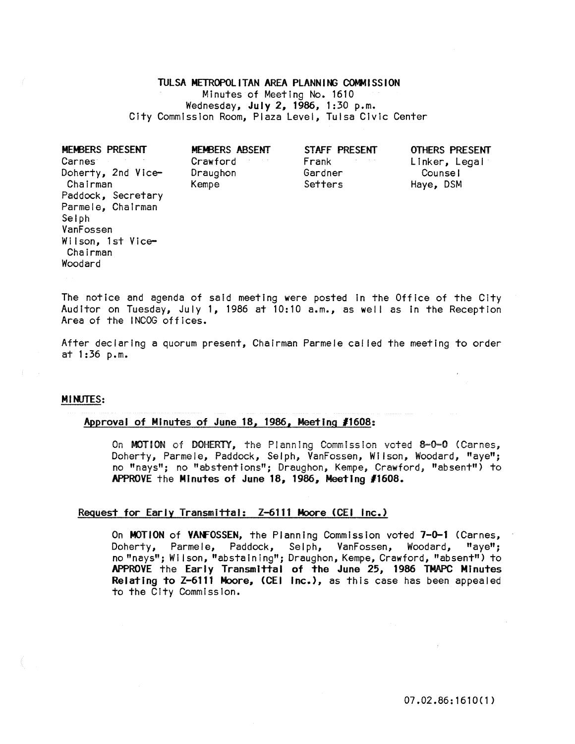# TULSA METROPOLITAN AREA PLANNING COMMISSION

Minutes of Meeting No. 1610
Wednesday, **July 2, 1986**, 1:30 p.m.
City Commission Room, Plaza Level, Tulsa Civic Center

| MEMBERS PRESENT | MEMBERS ABSENT | STAFF PRESENT | OTHERS PRESENT |
|---|---|---|---|
| Carnes | Crawford | Frank | Linker, Legal Counsel |
| Doherty, 2nd Vice-Chairman | Draughon | Gardner | Haye, DSM |
| Paddock, Secretary | Kempe | Setters | |
| Parmele, Chairman | | | |
| Selph | | | |
| VanFossen | | | |
| Wilson, 1st Vice-Chairman | | | |
| Woodard | | | |

The notice and agenda of said meeting were posted in the Office of the City Auditor on Tuesday, July 1, 1986 at 10:10 a.m., as well as in the Reception Area of the INCOG offices.

After declaring a quorum present, Chairman Parmele called the meeting to order at 1:36 p.m.

## MINUTES:

### Approval of Minutes of June 18, 1986, Meeting #1608:

On **MOTION** of **DOHERTY**, the Planning Commission voted **8-0-0** (Carnes, Doherty, Parmele, Paddock, Selph, VanFossen, Wilson, Woodard, "aye"; no "nays"; no "abstentions"; Draughon, Kempe, Crawford, "absent") to **APPROVE** the **Minutes of June 18, 1986, Meeting #1608.**

### Request for Early Transmittal: Z-6111 Moore (CEI Inc.)

On **MOTION** of **VANFOSSEN**, the Planning Commission voted **7-0-1** (Carnes, Doherty, Parmele, Paddock, Selph, VanFossen, Woodard, "aye"; no "nays"; Wilson, "abstaining"; Draughon, Kempe, Crawford, "absent") to **APPROVE** the **Early Transmittal of the June 25, 1986 TMAPC Minutes Relating to Z-6111 Moore, (CEI Inc.)**, as this case has been appealed to the City Commission.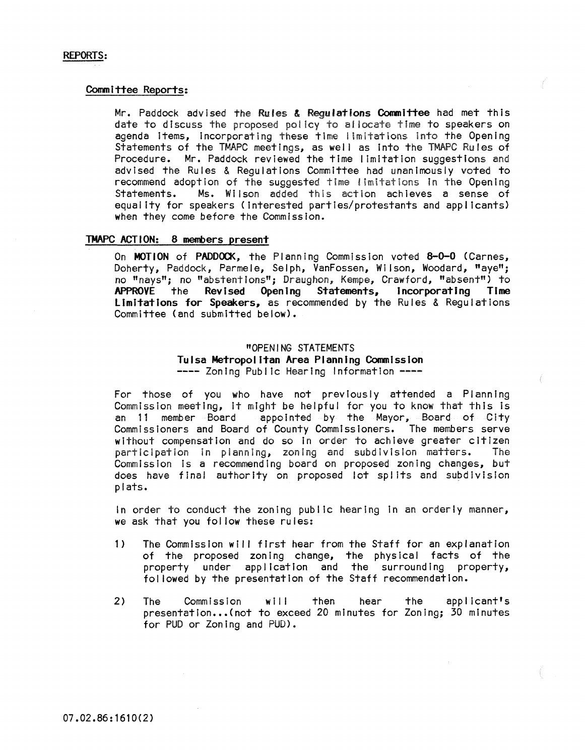REPORTS:

Committee Reports:

Mr. Paddock advised the **Rules & Regulations Committee** had met this date to discuss the proposed policy to allocate time to speakers on agenda items, incorporating these time limitations into the Opening Statements of the TMAPC meetings, as well as into the TMAPC Rules of Procedure. Mr. Paddock reviewed the time limitation suggestions and advised the Rules & Regulations Committee had unanimously voted to recommend adoption of the suggested time limitations in the Opening Statements. Ms. Wilson added this action achieves a sense of equality for speakers (interested parties/protestants and applicants) when they come before the Commission.

TMAPC ACTION: 8 members present

On **MOTION** of **PADDOCK**, the Planning Commission voted **8-0-0** (Carnes, Doherty, Paddock, Parmele, Selph, VanFossen, Wilson, Woodard, "aye"; no "nays"; no "abstentions"; Draughon, Kempe, Crawford, "absent") to **APPROVE** the **Revised Opening Statements, Incorporating Time Limitations for Speakers,** as recommended by the Rules & Regulations Committee (and submitted below).

"OPENING STATEMENTS
**Tulsa Metropolitan Area Planning Commission**
---- Zoning Public Hearing Information ----

For those of you who have not previously attended a Planning Commission meeting, it might be helpful for you to know that this is an 11 member Board appointed by the Mayor, Board of City Commissioners and Board of County Commissioners. The members serve without compensation and do so in order to achieve greater citizen participation in planning, zoning and subdivision matters. The Commission is a recommending board on proposed zoning changes, but does have final authority on proposed lot splits and subdivision plats.

In order to conduct the zoning public hearing in an orderly manner, we ask that you follow these rules:

1) The Commission will first hear from the Staff for an explanation of the proposed zoning change, the physical facts of the property under application and the surrounding property, followed by the presentation of the Staff recommendation.

2) The Commission will then hear the applicant's presentation...(not to exceed 20 minutes for Zoning; 30 minutes for PUD or Zoning and PUD).

07.02.86:1610(2)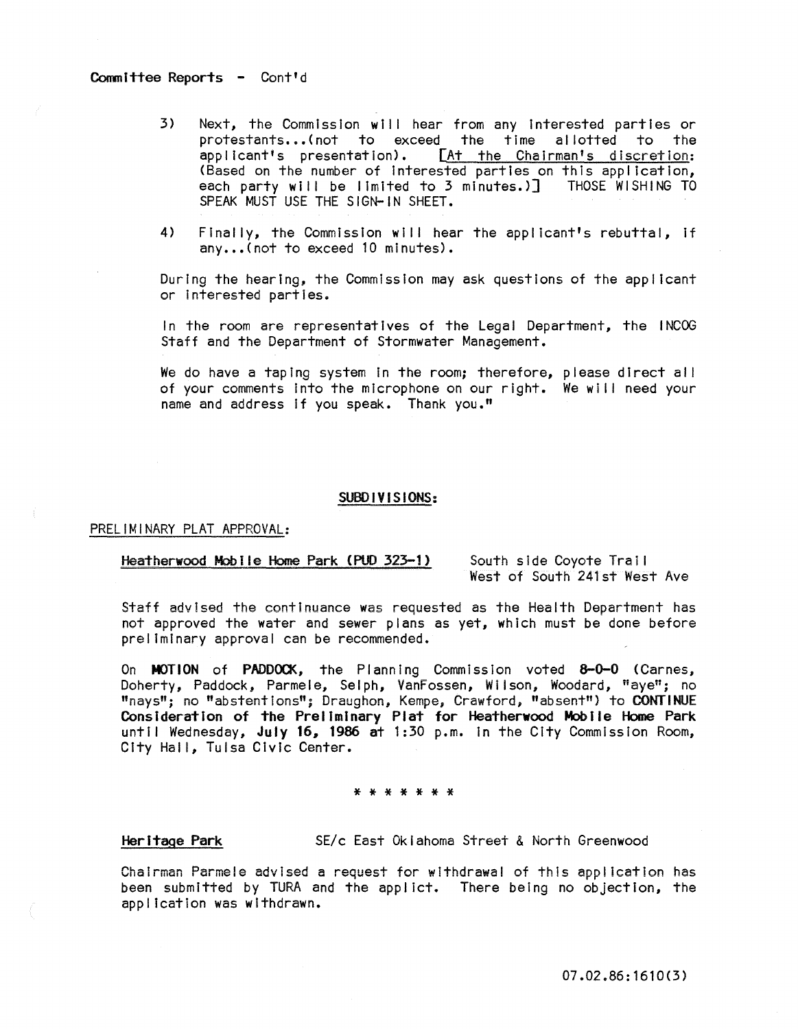Committee Reports - Cont'd

3) Next, the Commission will hear from any interested parties or protestants...(not to exceed the time allotted to the applicant's presentation). [At the Chairman's discretion: (Based on the number of interested parties on this application, each party will be limited to 3 minutes.)] THOSE WISHING TO SPEAK MUST USE THE SIGN-IN SHEET.

4) Finally, the Commission will hear the applicant's rebuttal, if any...(not to exceed 10 minutes).

During the hearing, the Commission may ask questions of the applicant or interested parties.

In the room are representatives of the Legal Department, the INCOG Staff and the Department of Stormwater Management.

We do have a taping system in the room; therefore, please direct all of your comments into the microphone on our right. We will need your name and address if you speak. Thank you."

## SUBDIVISIONS:

PRELIMINARY PLAT APPROVAL:

Heatherwood Mobile Home Park (PUD 323-1) — South side Coyote Trail, West of South 241st West Ave

Staff advised the continuance was requested as the Health Department has not approved the water and sewer plans as yet, which must be done before preliminary approval can be recommended.

On **MOTION** of **PADDOCK**, the Planning Commission voted **8-0-0** (Carnes, Doherty, Paddock, Parmele, Selph, VanFossen, Wilson, Woodard, "aye"; no "nays"; no "abstentions"; Draughon, Kempe, Crawford, "absent") to **CONTINUE Consideration of the Preliminary Plat for Heatherwood Mobile Home Park** until Wednesday, **July 16, 1986** at 1:30 p.m. in the City Commission Room, City Hall, Tulsa Civic Center.

\* \* \* \* \* \* \*

**Heritage Park** — SE/c East Oklahoma Street & North Greenwood

Chairman Parmele advised a request for withdrawal of this application has been submitted by TURA and the applict. There being no objection, the application was withdrawn.

07.02.86:1610(3)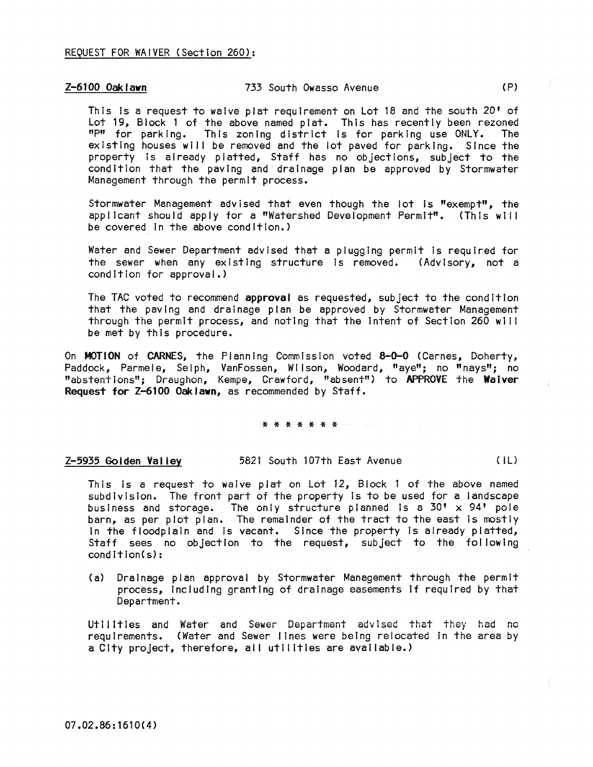REQUEST FOR WAIVER (Section 260):

**Z-6100 Oaklawn** 733 South Owasso Avenue (P)

This is a request to waive plat requirement on Lot 18 and the south 20' of Lot 19, Block 1 of the above named plat. This has recently been rezoned "P" for parking. This zoning district is for parking use ONLY. The existing houses will be removed and the lot paved for parking. Since the property is already platted, Staff has no objections, subject to the condition that the paving and drainage plan be approved by Stormwater Management through the permit process.

Stormwater Management advised that even though the lot is "exempt", the applicant should apply for a "Watershed Development Permit". (This will be covered in the above condition.)

Water and Sewer Department advised that a plugging permit is required for the sewer when any existing structure is removed. (Advisory, not a condition for approval.)

The TAC voted to recommend **approval** as requested, subject to the condition that the paving and drainage plan be approved by Stormwater Management through the permit process, and noting that the intent of Section 260 will be met by this procedure.

On **MOTION** of **CARNES**, the Planning Commission voted **8-0-0** (Carnes, Doherty, Paddock, Parmele, Selph, VanFossen, Wilson, Woodard, "aye"; no "nays"; no "abstentions"; Draughon, Kempe, Crawford, "absent") to **APPROVE** the **Waiver Request for Z-6100 Oaklawn**, as recommended by Staff.

* * * * * * *

**Z-5935 Golden Valley** 5821 South 107th East Avenue (IL)

This is a request to waive plat on Lot 12, Block 1 of the above named subdivision. The front part of the property is to be used for a landscape business and storage. The only structure planned is a 30' x 94' pole barn, as per plot plan. The remainder of the tract to the east is mostly in the floodplain and is vacant. Since the property is already platted, Staff sees no objection to the request, subject to the following condition(s):

(a) Drainage plan approval by Stormwater Management through the permit process, including granting of drainage easements if required by that Department.

Utilities and Water and Sewer Department advised that they had no requirements. (Water and Sewer lines were being relocated in the area by a City project, therefore, all utilities are available.)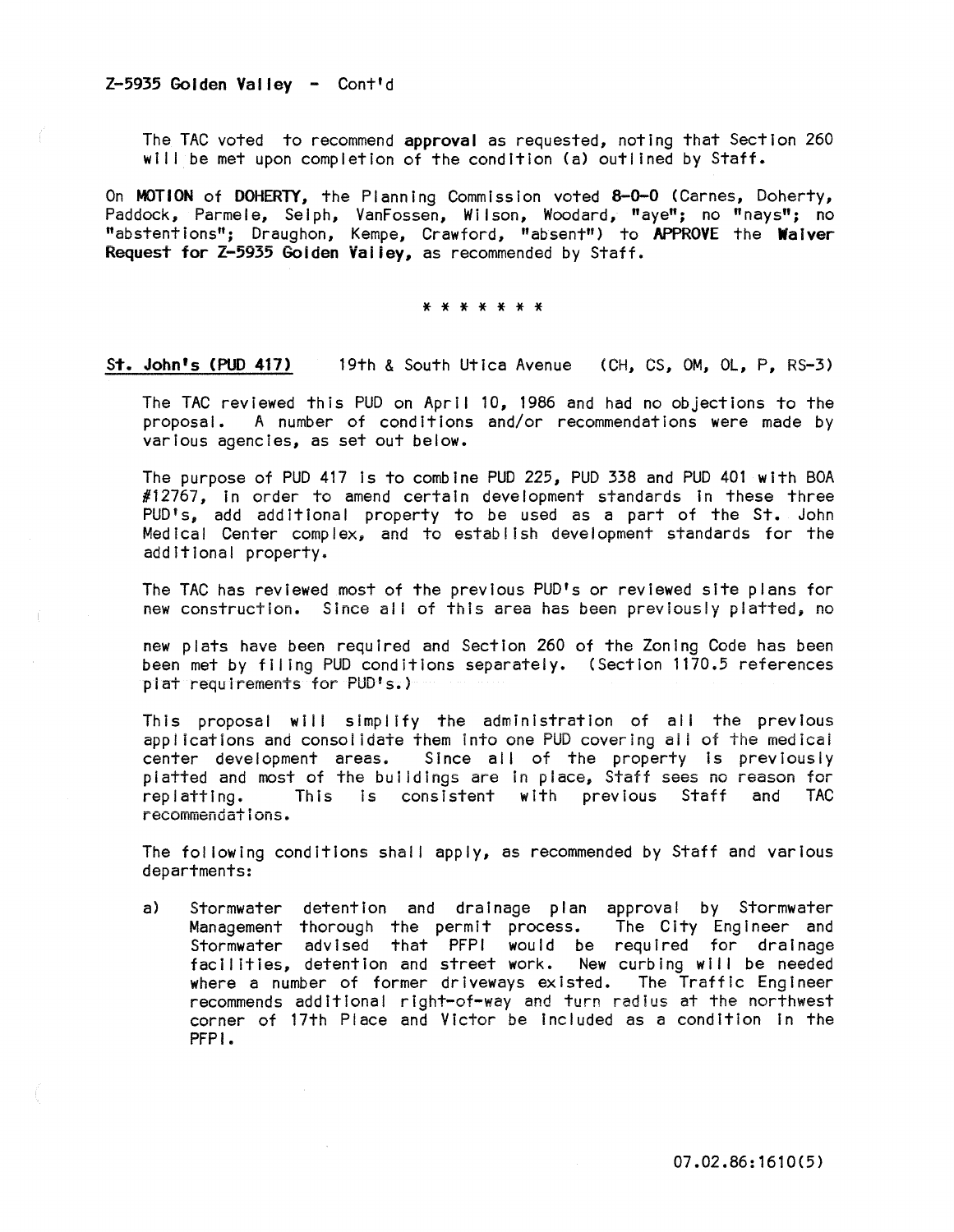Z-5935 Golden Valley - Cont'd

The TAC voted to recommend **approval** as requested, noting that Section 260 will be met upon completion of the condition (a) outlined by Staff.

On **MOTION** of **DOHERTY**, the Planning Commission voted **8-0-0** (Carnes, Doherty, Paddock, Parmele, Selph, VanFossen, Wilson, Woodard, "aye"; no "nays"; no "abstentions"; Draughon, Kempe, Crawford, "absent") to **APPROVE** the **Waiver Request for Z-5935 Golden Valley**, as recommended by Staff.

* * * * * * *

**St. John's (PUD 417)** 19th & South Utica Avenue (CH, CS, OM, OL, P, RS-3)

The TAC reviewed this PUD on April 10, 1986 and had no objections to the proposal. A number of conditions and/or recommendations were made by various agencies, as set out below.

The purpose of PUD 417 is to combine PUD 225, PUD 338 and PUD 401 with BOA #12767, in order to amend certain development standards in these three PUD's, add additional property to be used as a part of the St. John Medical Center complex, and to establish development standards for the additional property.

The TAC has reviewed most of the previous PUD's or reviewed site plans for new construction. Since all of this area has been previously platted, no new plats have been required and Section 260 of the Zoning Code has been been met by filing PUD conditions separately. (Section 1170.5 references plat requirements for PUD's.)

This proposal will simplify the administration of all the previous applications and consolidate them into one PUD covering all of the medical center development areas. Since all of the property is previously platted and most of the buildings are in place, Staff sees no reason for replatting. This is consistent with previous Staff and TAC recommendations.

The following conditions shall apply, as recommended by Staff and various departments:

a) Stormwater detention and drainage plan approval by Stormwater Management thorough the permit process. The City Engineer and Stormwater advised that PFPI would be required for drainage facilities, detention and street work. New curbing will be needed where a number of former driveways existed. The Traffic Engineer recommends additional right-of-way and turn radius at the northwest corner of 17th Place and Victor be included as a condition in the PFPI.

07.02.86:1610(5)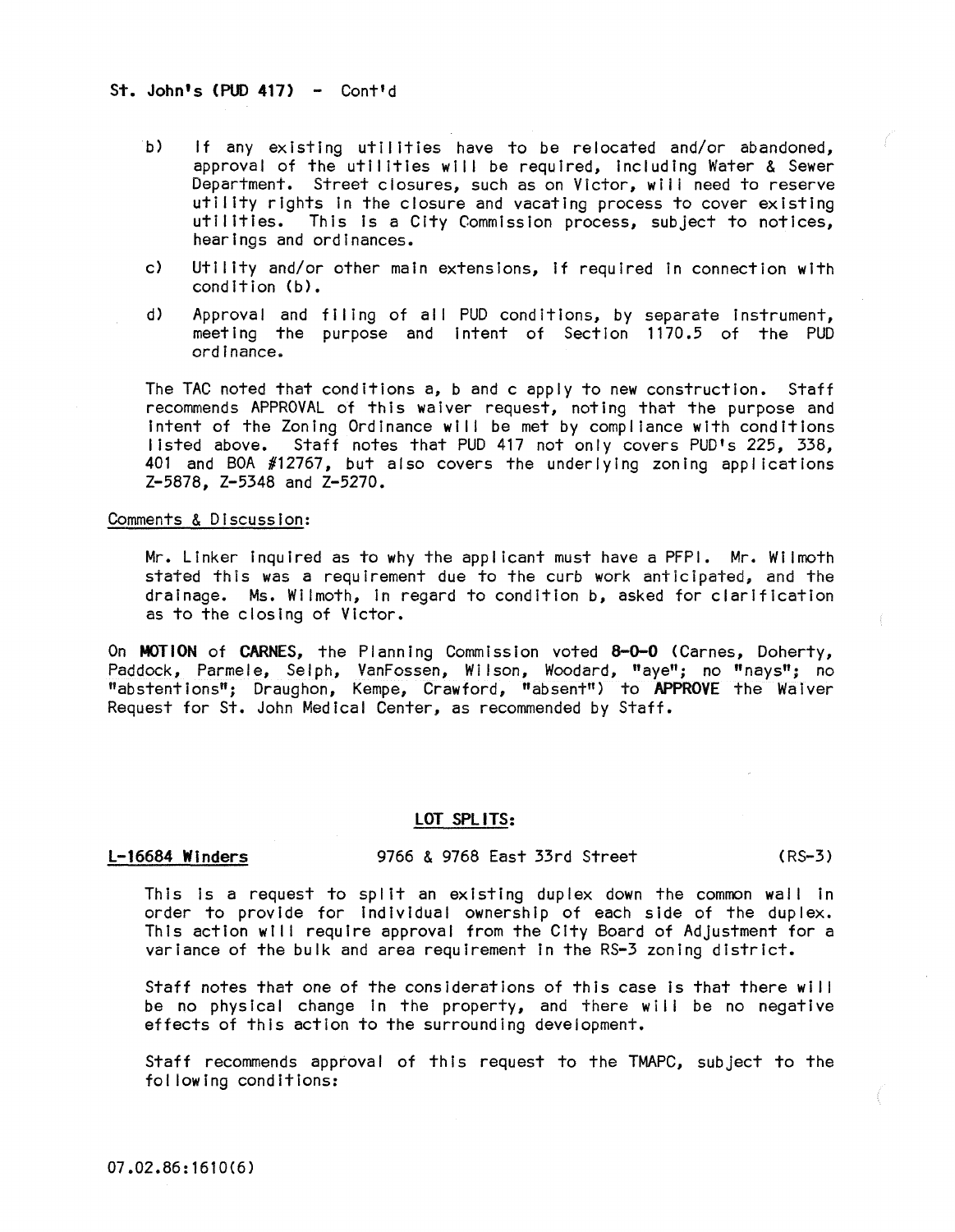St. John's (PUD 417) - Cont'd

b) If any existing utilities have to be relocated and/or abandoned, approval of the utilities will be required, including Water & Sewer Department. Street closures, such as on Victor, will need to reserve utility rights in the closure and vacating process to cover existing utilities. This is a City Commission process, subject to notices, hearings and ordinances.

c) Utility and/or other main extensions, if required in connection with condition (b).

d) Approval and filing of all PUD conditions, by separate instrument, meeting the purpose and intent of Section 1170.5 of the PUD ordinance.

The TAC noted that conditions a, b and c apply to new construction. Staff recommends APPROVAL of this waiver request, noting that the purpose and intent of the Zoning Ordinance will be met by compliance with conditions listed above. Staff notes that PUD 417 not only covers PUD's 225, 338, 401 and BOA #12767, but also covers the underlying zoning applications Z-5878, Z-5348 and Z-5270.

Comments & Discussion:

Mr. Linker inquired as to why the applicant must have a PFPI. Mr. Wilmoth stated this was a requirement due to the curb work anticipated, and the drainage. Ms. Wilmoth, in regard to condition b, asked for clarification as to the closing of Victor.

On **MOTION** of **CARNES**, the Planning Commission voted **8-0-0** (Carnes, Doherty, Paddock, Parmele, Selph, VanFossen, Wilson, Woodard, "aye"; no "nays"; no "abstentions"; Draughon, Kempe, Crawford, "absent") to **APPROVE** the Waiver Request for St. John Medical Center, as recommended by Staff.

## LOT SPLITS:

**L-16684 Winders** 9766 & 9768 East 33rd Street (RS-3)

This is a request to split an existing duplex down the common wall in order to provide for individual ownership of each side of the duplex. This action will require approval from the City Board of Adjustment for a variance of the bulk and area requirement in the RS-3 zoning district.

Staff notes that one of the considerations of this case is that there will be no physical change in the property, and there will be no negative effects of this action to the surrounding development.

Staff recommends approval of this request to the TMAPC, subject to the following conditions:

07.02.86:1610(6)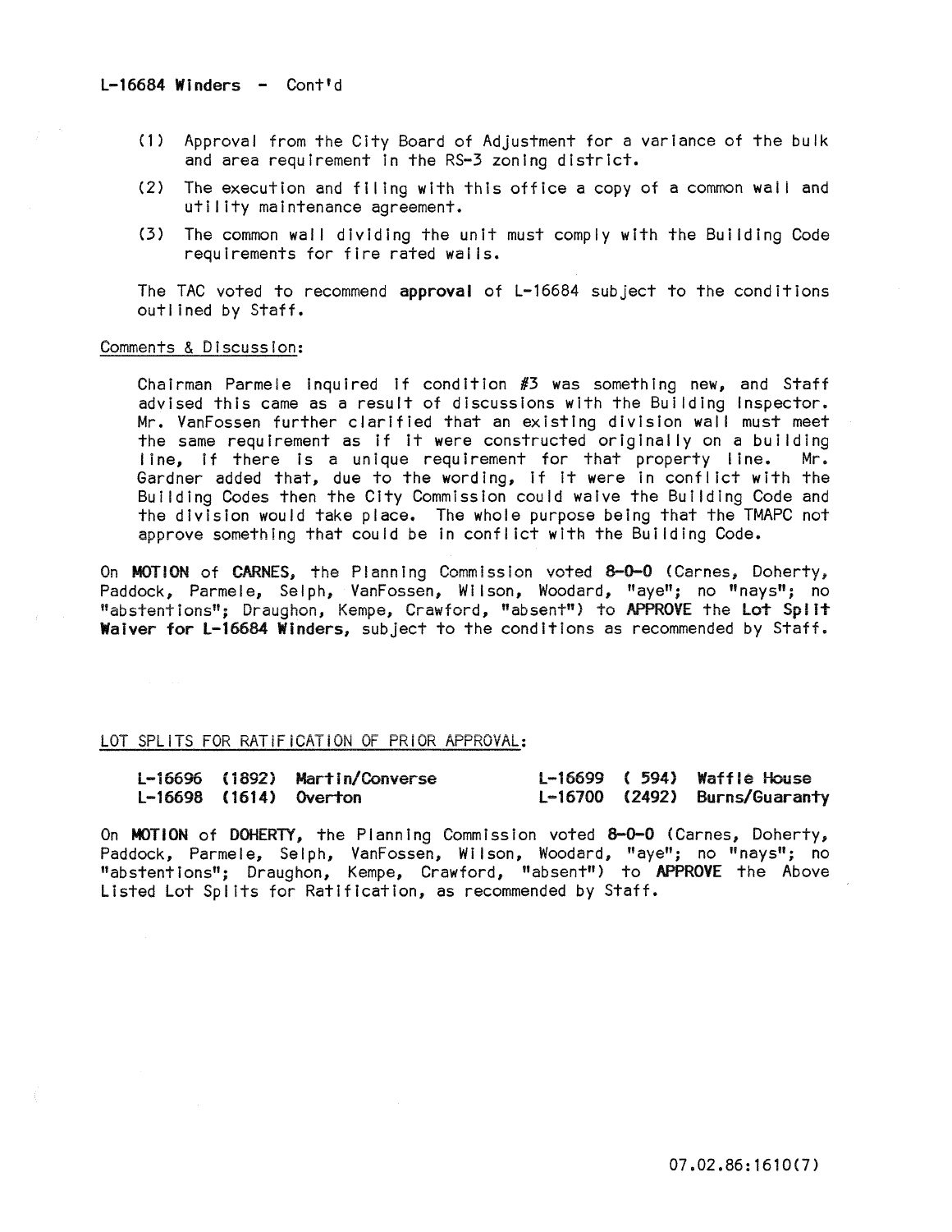**L-16684 Winders - Cont'd**

(1) Approval from the City Board of Adjustment for a variance of the bulk and area requirement in the RS-3 zoning district.

(2) The execution and filing with this office a copy of a common wall and utility maintenance agreement.

(3) The common wall dividing the unit must comply with the Building Code requirements for fire rated walls.

The TAC voted to recommend **approval** of L-16684 subject to the conditions outlined by Staff.

Comments & Discussion:

Chairman Parmele inquired if condition #3 was something new, and Staff advised this came as a result of discussions with the Building Inspector. Mr. VanFossen further clarified that an existing division wall must meet the same requirement as if it were constructed originally on a building line, if there is a unique requirement for that property line. Mr. Gardner added that, due to the wording, if it were in conflict with the Building Codes then the City Commission could waive the Building Code and the division would take place. The whole purpose being that the TMAPC not approve something that could be in conflict with the Building Code.

On **MOTION** of **CARNES**, the Planning Commission voted **8-0-0** (Carnes, Doherty, Paddock, Parmele, Selph, VanFossen, Wilson, Woodard, "aye"; no "nays"; no "abstentions"; Draughon, Kempe, Crawford, "absent") to **APPROVE** the **Lot Split Waiver for L-16684 Winders**, subject to the conditions as recommended by Staff.

LOT SPLITS FOR RATIFICATION OF PRIOR APPROVAL:

| | | | | | |
|---|---|---|---|---|---|
| **L-16696** | **(1892)** | **Martin/Converse** | **L-16699** | **( 594)** | **Waffle House** |
| **L-16698** | **(1614)** | **Overton** | **L-16700** | **(2492)** | **Burns/Guaranty** |

On **MOTION** of **DOHERTY**, the Planning Commission voted **8-0-0** (Carnes, Doherty, Paddock, Parmele, Selph, VanFossen, Wilson, Woodard, "aye"; no "nays"; no "abstentions"; Draughon, Kempe, Crawford, "absent") to **APPROVE** the Above Listed Lot Splits for Ratification, as recommended by Staff.

07.02.86:1610(7)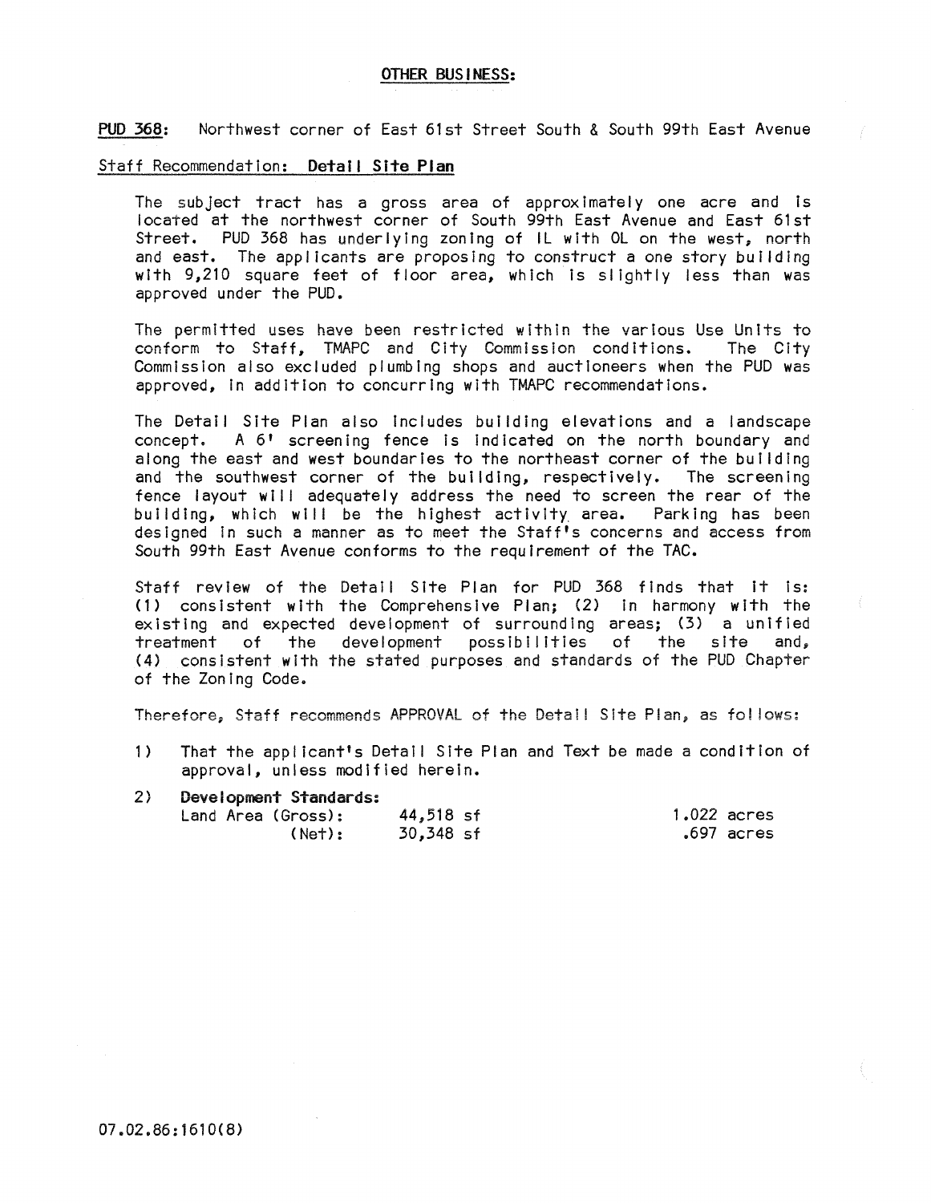## OTHER BUSINESS:

**PUD 368:** Northwest corner of East 61st Street South & South 99th East Avenue

Staff Recommendation: **Detail Site Plan**

The subject tract has a gross area of approximately one acre and is located at the northwest corner of South 99th East Avenue and East 61st Street. PUD 368 has underlying zoning of IL with OL on the west, north and east. The applicants are proposing to construct a one story building with 9,210 square feet of floor area, which is slightly less than was approved under the PUD.

The permitted uses have been restricted within the various Use Units to conform to Staff, TMAPC and City Commission conditions. The City Commission also excluded plumbing shops and auctioneers when the PUD was approved, in addition to concurring with TMAPC recommendations.

The Detail Site Plan also includes building elevations and a landscape concept. A 6' screening fence is indicated on the north boundary and along the east and west boundaries to the northeast corner of the building and the southwest corner of the building, respectively. The screening fence layout will adequately address the need to screen the rear of the building, which will be the highest activity area. Parking has been designed in such a manner as to meet the Staff's concerns and access from South 99th East Avenue conforms to the requirement of the TAC.

Staff review of the Detail Site Plan for PUD 368 finds that it is: (1) consistent with the Comprehensive Plan; (2) in harmony with the existing and expected development of surrounding areas; (3) a unified treatment of the development possibilities of the site and, (4) consistent with the stated purposes and standards of the PUD Chapter of the Zoning Code.

Therefore, Staff recommends APPROVAL of the Detail Site Plan, as follows:

1) That the applicant's Detail Site Plan and Text be made a condition of approval, unless modified herein.

2) **Development Standards:**

| | | |
|---|---|---|
| Land Area (Gross): | 44,518 sf | 1.022 acres |
| (Net): | 30,348 sf | .697 acres |

07.02.86:1610(8)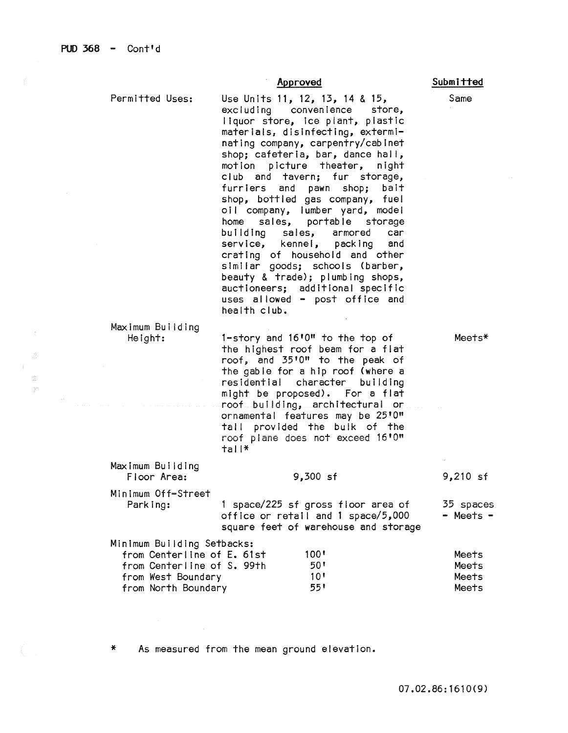PUD 368 - Cont'd

| | Approved | Submitted |
|---|---|---|
| Permitted Uses: | Use Units 11, 12, 13, 14 & 15, excluding convenience store, liquor store, ice plant, plastic materials, disinfecting, exterminating company, carpentry/cabinet shop; cafeteria, bar, dance hall, motion picture theater, night club and tavern; fur storage, furriers and pawn shop; bait shop, bottled gas company, fuel oil company, lumber yard, model home sales, portable storage building sales, armored car service, kennel, packing and crating of household and other similar goods; schools (barber, beauty & trade); plumbing shops, auctioneers; additional specific uses allowed - post office and health club. | Same |
| Maximum Building Height: | 1-story and 16'0" to the top of the highest roof beam for a flat roof, and 35'0" to the peak of the gable for a hip roof (where a residential character building might be proposed). For a flat roof building, architectural or ornamental features may be 25'0" tall provided the bulk of the roof plane does not exceed 16'0" tall* | Meets* |
| Maximum Building Floor Area: | 9,300 sf | 9,210 sf |
| Minimum Off-Street Parking: | 1 space/225 sf gross floor area of office or retail and 1 space/5,000 square feet of warehouse and storage | 35 spaces - Meets - |
| Minimum Building Setbacks: | | |
| from Centerline of E. 61st | 100' | Meets |
| from Centerline of S. 99th | 50' | Meets |
| from West Boundary | 10' | Meets |
| from North Boundary | 55' | Meets |

\* As measured from the mean ground elevation.

07.02.86:1610(9)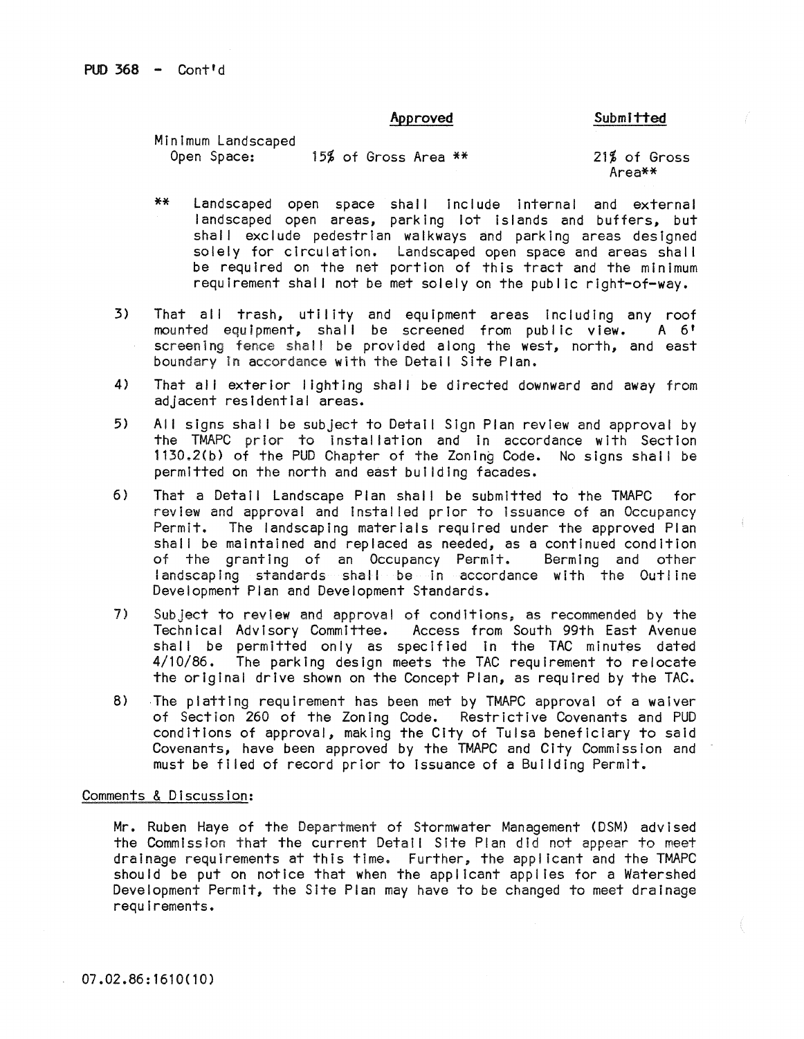PUD 368 - Cont'd

| | Approved | Submitted |
|---|---|---|
| Minimum Landscaped Open Space: | 15% of Gross Area ** | 21% of Gross Area** |

** Landscaped open space shall include internal and external landscaped open areas, parking lot islands and buffers, but shall exclude pedestrian walkways and parking areas designed solely for circulation. Landscaped open space and areas shall be required on the net portion of this tract and the minimum requirement shall not be met solely on the public right-of-way.

3) That all trash, utility and equipment areas including any roof mounted equipment, shall be screened from public view. A 6' screening fence shall be provided along the west, north, and east boundary in accordance with the Detail Site Plan.

4) That all exterior lighting shall be directed downward and away from adjacent residential areas.

5) All signs shall be subject to Detail Sign Plan review and approval by the TMAPC prior to installation and in accordance with Section 1130.2(b) of the PUD Chapter of the Zoning Code. No signs shall be permitted on the north and east building facades.

6) That a Detail Landscape Plan shall be submitted to the TMAPC for review and approval and installed prior to issuance of an Occupancy Permit. The landscaping materials required under the approved Plan shall be maintained and replaced as needed, as a continued condition of the granting of an Occupancy Permit. Berming and other landscaping standards shall be in accordance with the Outline Development Plan and Development Standards.

7) Subject to review and approval of conditions, as recommended by the Technical Advisory Committee. Access from South 99th East Avenue shall be permitted only as specified in the TAC minutes dated 4/10/86. The parking design meets the TAC requirement to relocate the original drive shown on the Concept Plan, as required by the TAC.

8) The platting requirement has been met by TMAPC approval of a waiver of Section 260 of the Zoning Code. Restrictive Covenants and PUD conditions of approval, making the City of Tulsa beneficiary to said Covenants, have been approved by the TMAPC and City Commission and must be filed of record prior to issuance of a Building Permit.

Comments & Discussion:

Mr. Ruben Haye of the Department of Stormwater Management (DSM) advised the Commission that the current Detail Site Plan did not appear to meet drainage requirements at this time. Further, the applicant and the TMAPC should be put on notice that when the applicant applies for a Watershed Development Permit, the Site Plan may have to be changed to meet drainage requirements.

07.02.86:1610(10)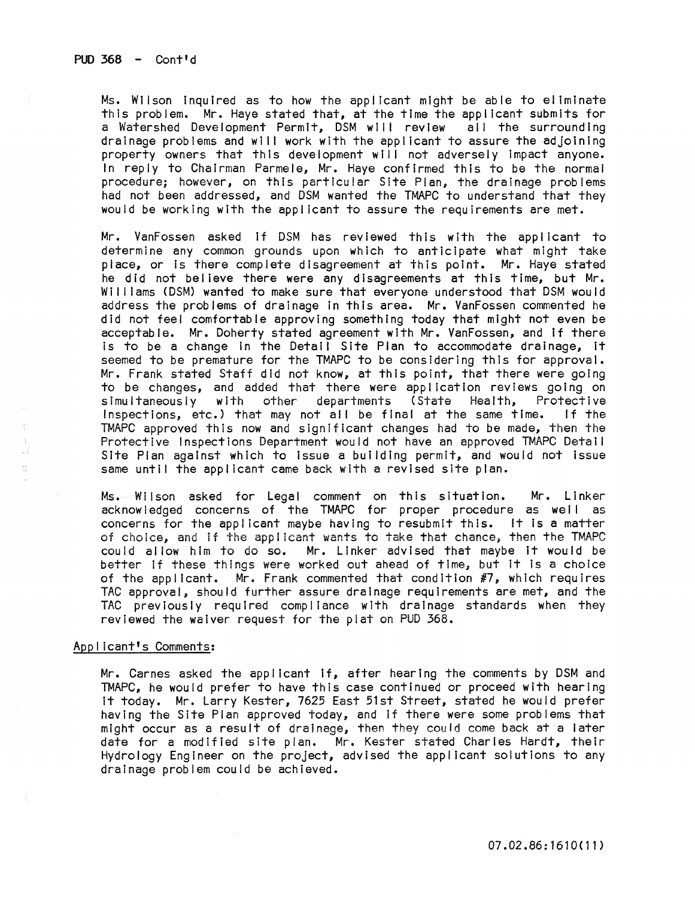PUD 368 - Cont'd

Ms. Wilson inquired as to how the applicant might be able to eliminate this problem. Mr. Haye stated that, at the time the applicant submits for a Watershed Development Permit, DSM will review all the surrounding drainage problems and will work with the applicant to assure the adjoining property owners that this development will not adversely impact anyone. In reply to Chairman Parmele, Mr. Haye confirmed this to be the normal procedure; however, on this particular Site Plan, the drainage problems had not been addressed, and DSM wanted the TMAPC to understand that they would be working with the applicant to assure the requirements are met.

Mr. VanFossen asked if DSM has reviewed this with the applicant to determine any common grounds upon which to anticipate what might take place, or is there complete disagreement at this point. Mr. Haye stated he did not believe there were any disagreements at this time, but Mr. Williams (DSM) wanted to make sure that everyone understood that DSM would address the problems of drainage in this area. Mr. VanFossen commented he did not feel comfortable approving something today that might not even be acceptable. Mr. Doherty stated agreement with Mr. VanFossen, and if there is to be a change in the Detail Site Plan to accommodate drainage, it seemed to be premature for the TMAPC to be considering this for approval. Mr. Frank stated Staff did not know, at this point, that there were going to be changes, and added that there were application reviews going on simultaneously with other departments (State Health, Protective Inspections, etc.) that may not all be final at the same time. If the TMAPC approved this now and significant changes had to be made, then the Protective Inspections Department would not have an approved TMAPC Detail Site Plan against which to issue a building permit, and would not issue same until the applicant came back with a revised site plan.

Ms. Wilson asked for Legal comment on this situation. Mr. Linker acknowledged concerns of the TMAPC for proper procedure as well as concerns for the applicant maybe having to resubmit this. It is a matter of choice, and if the applicant wants to take that chance, then the TMAPC could allow him to do so. Mr. Linker advised that maybe it would be better if these things were worked out ahead of time, but it is a choice of the applicant. Mr. Frank commented that condition #7, which requires TAC approval, should further assure drainage requirements are met, and the TAC previously required compliance with drainage standards when they reviewed the waiver request for the plat on PUD 368.

Applicant's Comments:

Mr. Carnes asked the applicant if, after hearing the comments by DSM and TMAPC, he would prefer to have this case continued or proceed with hearing it today. Mr. Larry Kester, 7625 East 51st Street, stated he would prefer having the Site Plan approved today, and if there were some problems that might occur as a result of drainage, then they could come back at a later date for a modified site plan. Mr. Kester stated Charles Hardt, their Hydrology Engineer on the project, advised the applicant solutions to any drainage problem could be achieved.

07.02.86:1610(11)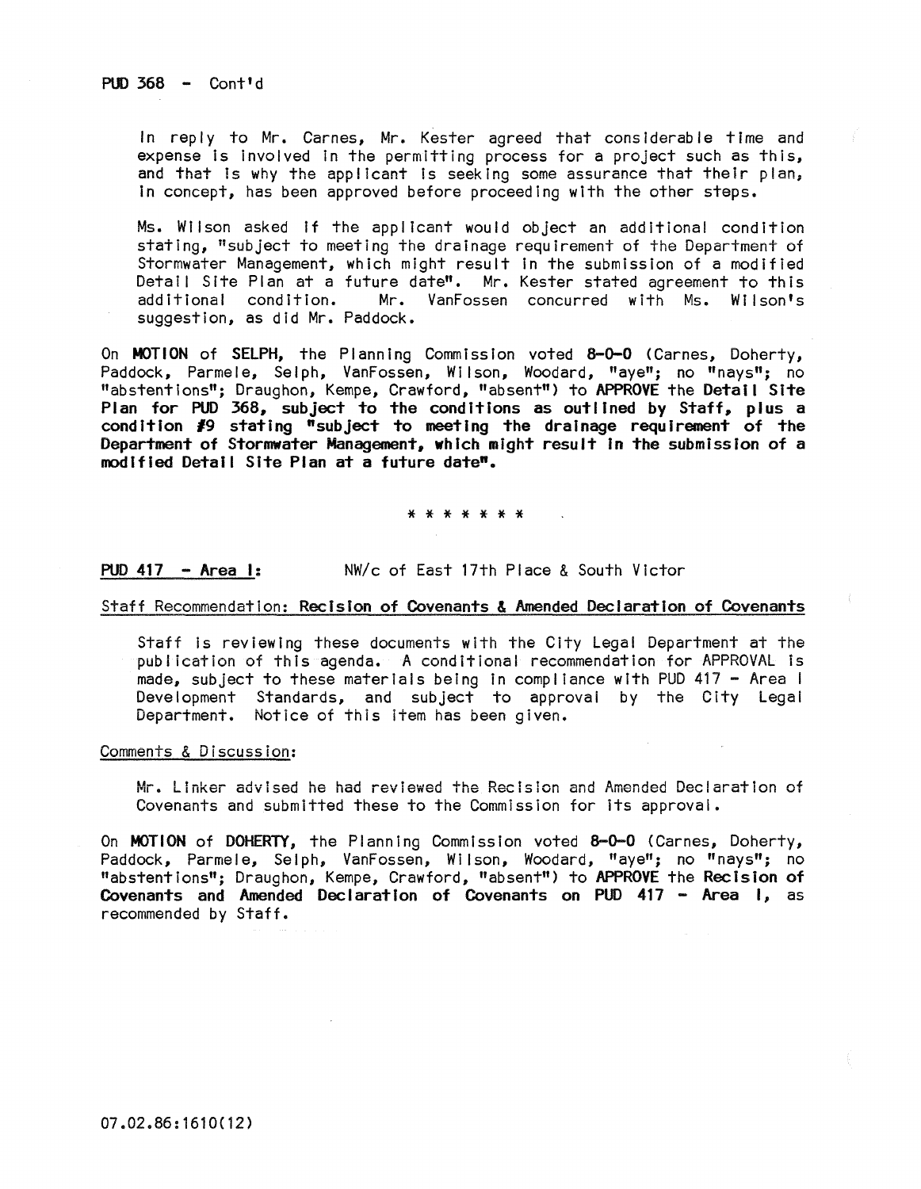PUD 368 - Cont'd

In reply to Mr. Carnes, Mr. Kester agreed that considerable time and expense is involved in the permitting process for a project such as this, and that is why the applicant is seeking some assurance that their plan, in concept, has been approved before proceeding with the other steps.

Ms. Wilson asked if the applicant would object an additional condition stating, "subject to meeting the drainage requirement of the Department of Stormwater Management, which might result in the submission of a modified Detail Site Plan at a future date". Mr. Kester stated agreement to this additional condition. Mr. VanFossen concurred with Ms. Wilson's suggestion, as did Mr. Paddock.

On **MOTION** of **SELPH**, the Planning Commission voted **8-0-0** (Carnes, Doherty, Paddock, Parmele, Selph, VanFossen, Wilson, Woodard, "aye"; no "nays"; no "abstentions"; Draughon, Kempe, Crawford, "absent") to **APPROVE** the **Detail Site Plan for PUD 368, subject to the conditions as outlined by Staff, plus a condition #9 stating "subject to meeting the drainage requirement of the Department of Stormwater Management, which might result in the submission of a modified Detail Site Plan at a future date".**

\* \* \* \* \* \* \*

<u>PUD 417 - Area I:</u> NW/c of East 17th Place & South Victor

<u>Staff Recommendation:</u> **Recision of Covenants & Amended Declaration of Covenants**

Staff is reviewing these documents with the City Legal Department at the publication of this agenda. A conditional recommendation for APPROVAL is made, subject to these materials being in compliance with PUD 417 - Area I Development Standards, and subject to approval by the City Legal Department. Notice of this item has been given.

<u>Comments & Discussion:</u>

Mr. Linker advised he had reviewed the Recision and Amended Declaration of Covenants and submitted these to the Commission for its approval.

On **MOTION** of **DOHERTY**, the Planning Commission voted **8-0-0** (Carnes, Doherty, Paddock, Parmele, Selph, VanFossen, Wilson, Woodard, "aye"; no "nays"; no "abstentions"; Draughon, Kempe, Crawford, "absent") to **APPROVE** the **Recision of Covenants and Amended Declaration of Covenants on PUD 417 - Area I,** as recommended by Staff.

07.02.86:1610(12)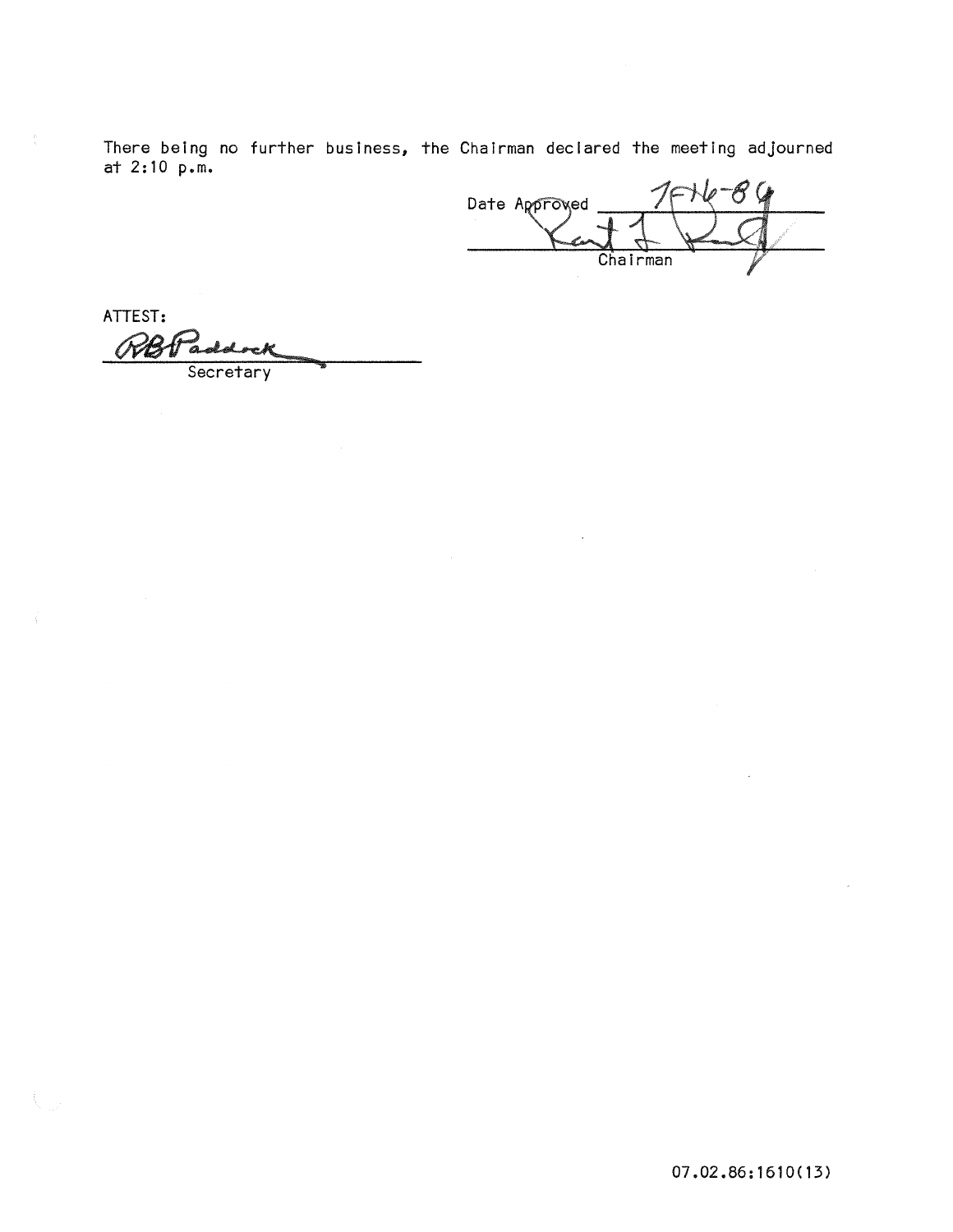There being no further business, the Chairman declared the meeting adjourned at 2:10 p.m.

Date Approved 7-16-86

Chairman

ATTEST:

RB Paddock

Secretary

07.02.86:1610(13)